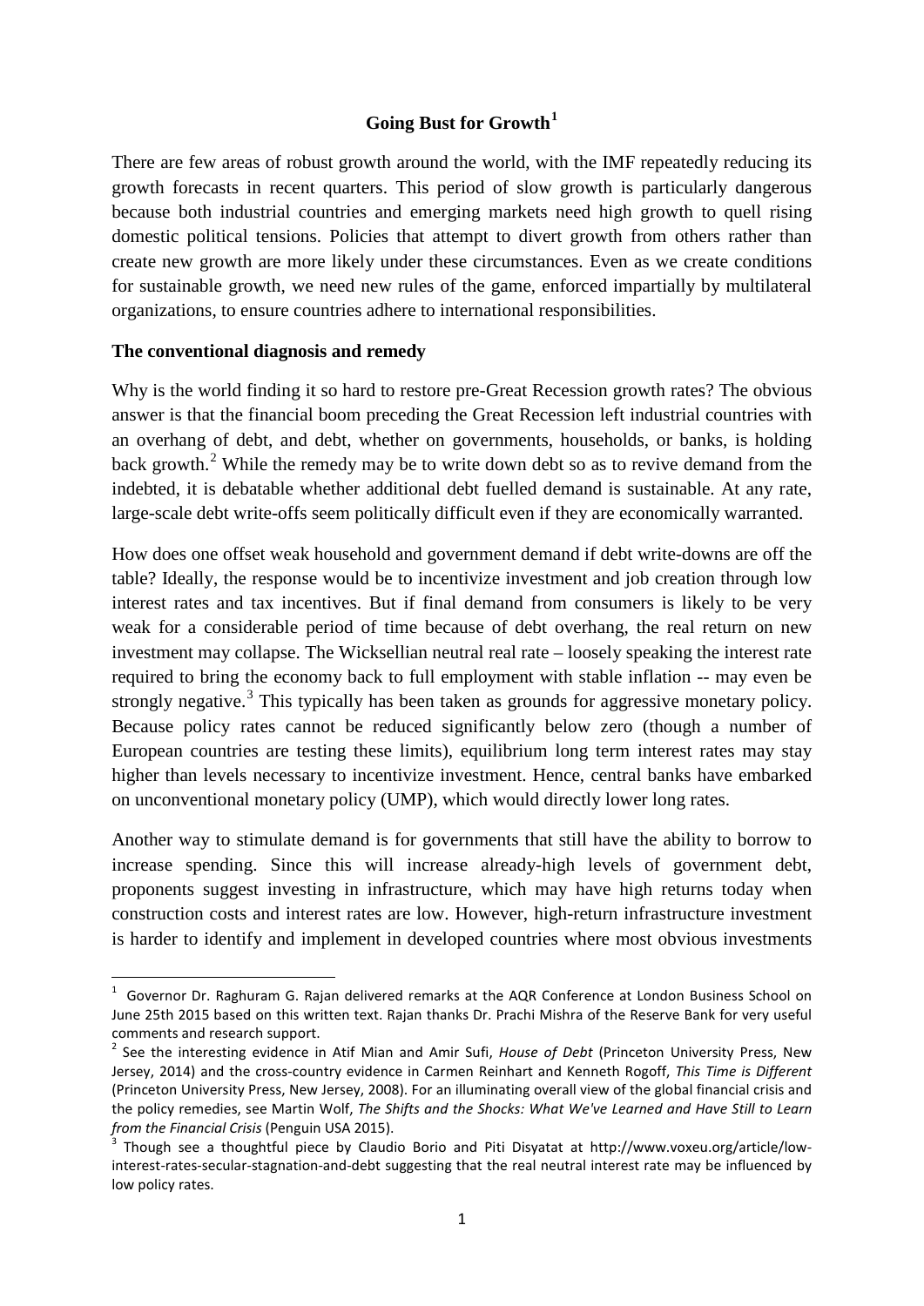# Going Bust for Growth[1]

There are few areas of robust growth around the world, with the IMF repeatedly reducing its growth forecasts in recent quarters. This period of slow growth is particularly dangerous because both industrial countries and emerging markets need high growth to quell rising domestic political tensions. Policies that attempt to divert growth from others rather than create new growth are more likely under these circumstances. Even as we create conditions for sustainable growth, we need new rules of the game, enforced impartially by multilateral organizations, to ensure countries adhere to international responsibilities.

## The conventional diagnosis and remedy

Why is the world finding it so hard to restore pre-Great Recession growth rates? The obvious answer is that the financial boom preceding the Great Recession left industrial countries with an overhang of debt, and debt, whether on governments, households, or banks, is holding back growth.[2] While the remedy may be to write down debt so as to revive demand from the indebted, it is debatable whether additional debt fuelled demand is sustainable. At any rate, large-scale debt write-offs seem politically difficult even if they are economically warranted.

How does one offset weak household and government demand if debt write-downs are off the table? Ideally, the response would be to incentivize investment and job creation through low interest rates and tax incentives. But if final demand from consumers is likely to be very weak for a considerable period of time because of debt overhang, the real return on new investment may collapse. The Wicksellian neutral real rate – loosely speaking the interest rate required to bring the economy back to full employment with stable inflation -- may even be strongly negative.[3] This typically has been taken as grounds for aggressive monetary policy. Because policy rates cannot be reduced significantly below zero (though a number of European countries are testing these limits), equilibrium long term interest rates may stay higher than levels necessary to incentivize investment. Hence, central banks have embarked on unconventional monetary policy (UMP), which would directly lower long rates.

Another way to stimulate demand is for governments that still have the ability to borrow to increase spending. Since this will increase already-high levels of government debt, proponents suggest investing in infrastructure, which may have high returns today when construction costs and interest rates are low. However, high-return infrastructure investment is harder to identify and implement in developed countries where most obvious investments

---

[1] Governor Dr. Raghuram G. Rajan delivered remarks at the AQR Conference at London Business School on June 25th 2015 based on this written text. Rajan thanks Dr. Prachi Mishra of the Reserve Bank for very useful comments and research support.

[2] See the interesting evidence in Atif Mian and Amir Sufi, *House of Debt* (Princeton University Press, New Jersey, 2014) and the cross-country evidence in Carmen Reinhart and Kenneth Rogoff, *This Time is Different* (Princeton University Press, New Jersey, 2008). For an illuminating overall view of the global financial crisis and the policy remedies, see Martin Wolf, *The Shifts and the Shocks: What We've Learned and Have Still to Learn from the Financial Crisis* (Penguin USA 2015).

[3] Though see a thoughtful piece by Claudio Borio and Piti Disyatat at http://www.voxeu.org/article/low-interest-rates-secular-stagnation-and-debt suggesting that the real neutral interest rate may be influenced by low policy rates.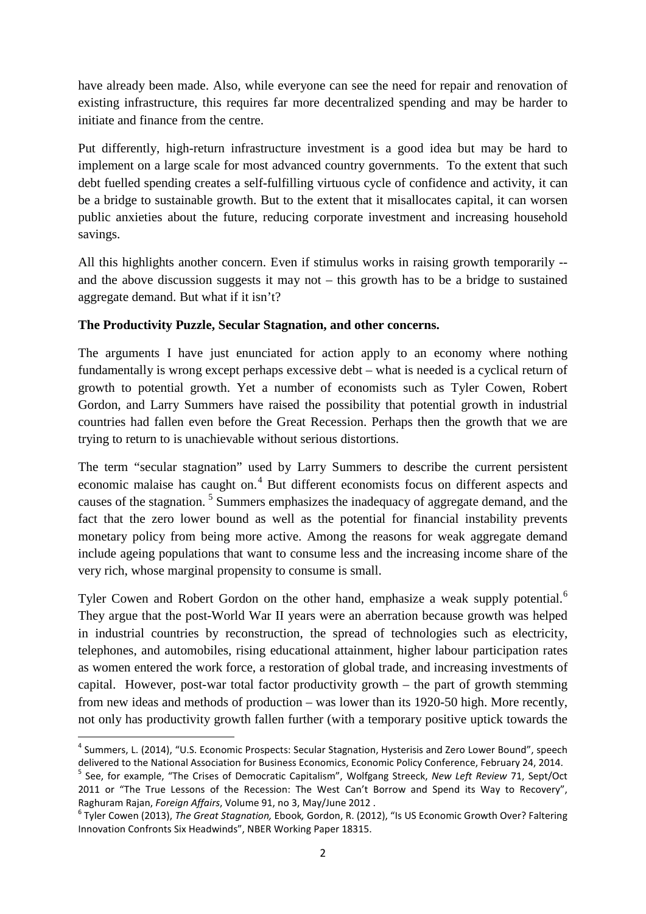have already been made. Also, while everyone can see the need for repair and renovation of existing infrastructure, this requires far more decentralized spending and may be harder to initiate and finance from the centre.

Put differently, high-return infrastructure investment is a good idea but may be hard to implement on a large scale for most advanced country governments. To the extent that such debt fuelled spending creates a self-fulfilling virtuous cycle of confidence and activity, it can be a bridge to sustainable growth. But to the extent that it misallocates capital, it can worsen public anxieties about the future, reducing corporate investment and increasing household savings.

All this highlights another concern. Even if stimulus works in raising growth temporarily -- and the above discussion suggests it may not – this growth has to be a bridge to sustained aggregate demand. But what if it isn't?

**The Productivity Puzzle, Secular Stagnation, and other concerns.**

The arguments I have just enunciated for action apply to an economy where nothing fundamentally is wrong except perhaps excessive debt – what is needed is a cyclical return of growth to potential growth. Yet a number of economists such as Tyler Cowen, Robert Gordon, and Larry Summers have raised the possibility that potential growth in industrial countries had fallen even before the Great Recession. Perhaps then the growth that we are trying to return to is unachievable without serious distortions.

The term "secular stagnation" used by Larry Summers to describe the current persistent economic malaise has caught on.[4] But different economists focus on different aspects and causes of the stagnation. [5] Summers emphasizes the inadequacy of aggregate demand, and the fact that the zero lower bound as well as the potential for financial instability prevents monetary policy from being more active. Among the reasons for weak aggregate demand include ageing populations that want to consume less and the increasing income share of the very rich, whose marginal propensity to consume is small.

Tyler Cowen and Robert Gordon on the other hand, emphasize a weak supply potential.[6] They argue that the post-World War II years were an aberration because growth was helped in industrial countries by reconstruction, the spread of technologies such as electricity, telephones, and automobiles, rising educational attainment, higher labour participation rates as women entered the work force, a restoration of global trade, and increasing investments of capital. However, post-war total factor productivity growth – the part of growth stemming from new ideas and methods of production – was lower than its 1920-50 high. More recently, not only has productivity growth fallen further (with a temporary positive uptick towards the

---

[4] Summers, L. (2014), "U.S. Economic Prospects: Secular Stagnation, Hysterisis and Zero Lower Bound", speech delivered to the National Association for Business Economics, Economic Policy Conference, February 24, 2014.

[5] See, for example, "The Crises of Democratic Capitalism", Wolfgang Streeck, *New Left Review* 71, Sept/Oct 2011 or "The True Lessons of the Recession: The West Can't Borrow and Spend its Way to Recovery", Raghuram Rajan, *Foreign Affairs*, Volume 91, no 3, May/June 2012 .

[6] Tyler Cowen (2013), *The Great Stagnation,* Ebook*,* Gordon, R. (2012), "Is US Economic Growth Over? Faltering Innovation Confronts Six Headwinds", NBER Working Paper 18315.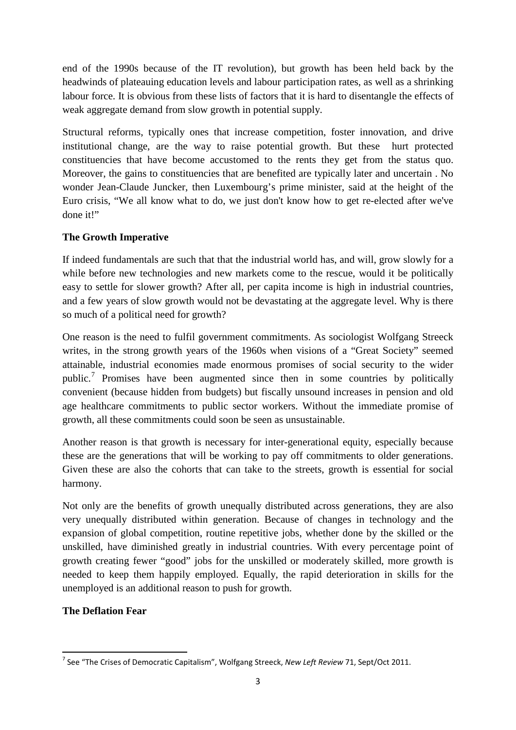end of the 1990s because of the IT revolution), but growth has been held back by the headwinds of plateauing education levels and labour participation rates, as well as a shrinking labour force. It is obvious from these lists of factors that it is hard to disentangle the effects of weak aggregate demand from slow growth in potential supply.

Structural reforms, typically ones that increase competition, foster innovation, and drive institutional change, are the way to raise potential growth. But these hurt protected constituencies that have become accustomed to the rents they get from the status quo. Moreover, the gains to constituencies that are benefited are typically later and uncertain . No wonder Jean-Claude Juncker, then Luxembourg's prime minister, said at the height of the Euro crisis, "We all know what to do, we just don't know how to get re-elected after we've done it!"

**The Growth Imperative**

If indeed fundamentals are such that that the industrial world has, and will, grow slowly for a while before new technologies and new markets come to the rescue, would it be politically easy to settle for slower growth? After all, per capita income is high in industrial countries, and a few years of slow growth would not be devastating at the aggregate level. Why is there so much of a political need for growth?

One reason is the need to fulfil government commitments. As sociologist Wolfgang Streeck writes, in the strong growth years of the 1960s when visions of a "Great Society" seemed attainable, industrial economies made enormous promises of social security to the wider public.[7] Promises have been augmented since then in some countries by politically convenient (because hidden from budgets) but fiscally unsound increases in pension and old age healthcare commitments to public sector workers. Without the immediate promise of growth, all these commitments could soon be seen as unsustainable.

Another reason is that growth is necessary for inter-generational equity, especially because these are the generations that will be working to pay off commitments to older generations. Given these are also the cohorts that can take to the streets, growth is essential for social harmony.

Not only are the benefits of growth unequally distributed across generations, they are also very unequally distributed within generation. Because of changes in technology and the expansion of global competition, routine repetitive jobs, whether done by the skilled or the unskilled, have diminished greatly in industrial countries. With every percentage point of growth creating fewer "good" jobs for the unskilled or moderately skilled, more growth is needed to keep them happily employed. Equally, the rapid deterioration in skills for the unemployed is an additional reason to push for growth.

**The Deflation Fear**

[7] See "The Crises of Democratic Capitalism", Wolfgang Streeck, *New Left Review* 71, Sept/Oct 2011.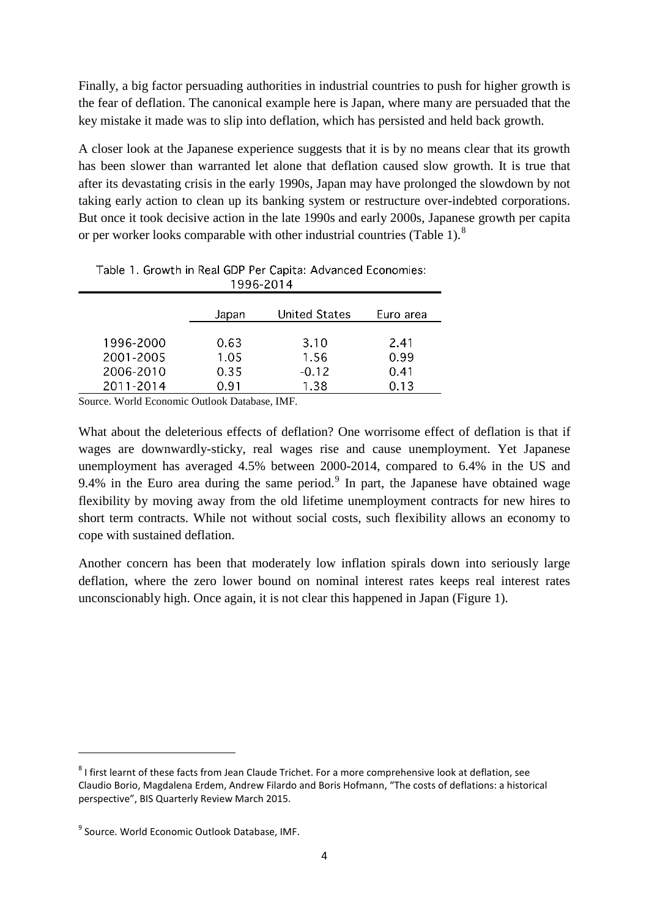Finally, a big factor persuading authorities in industrial countries to push for higher growth is the fear of deflation. The canonical example here is Japan, where many are persuaded that the key mistake it made was to slip into deflation, which has persisted and held back growth.

A closer look at the Japanese experience suggests that it is by no means clear that its growth has been slower than warranted let alone that deflation caused slow growth. It is true that after its devastating crisis in the early 1990s, Japan may have prolonged the slowdown by not taking early action to clean up its banking system or restructure over-indebted corporations. But once it took decisive action in the late 1990s and early 2000s, Japanese growth per capita or per worker looks comparable with other industrial countries (Table 1).[8]

Table 1. Growth in Real GDP Per Capita: Advanced Economies: 1996-2014

| | Japan | United States | Euro area |
|---|---|---|---|
| 1996-2000 | 0.63 | 3.10 | 2.41 |
| 2001-2005 | 1.05 | 1.56 | 0.99 |
| 2006-2010 | 0.35 | -0.12 | 0.41 |
| 2011-2014 | 0.91 | 1.38 | 0.13 |

Source. World Economic Outlook Database, IMF.

What about the deleterious effects of deflation? One worrisome effect of deflation is that if wages are downwardly-sticky, real wages rise and cause unemployment. Yet Japanese unemployment has averaged 4.5% between 2000-2014, compared to 6.4% in the US and 9.4% in the Euro area during the same period.[9] In part, the Japanese have obtained wage flexibility by moving away from the old lifetime unemployment contracts for new hires to short term contracts. While not without social costs, such flexibility allows an economy to cope with sustained deflation.

Another concern has been that moderately low inflation spirals down into seriously large deflation, where the zero lower bound on nominal interest rates keeps real interest rates unconscionably high. Once again, it is not clear this happened in Japan (Figure 1).

---

[8] I first learnt of these facts from Jean Claude Trichet. For a more comprehensive look at deflation, see Claudio Borio, Magdalena Erdem, Andrew Filardo and Boris Hofmann, "The costs of deflations: a historical perspective", BIS Quarterly Review March 2015.

[9] Source. World Economic Outlook Database, IMF.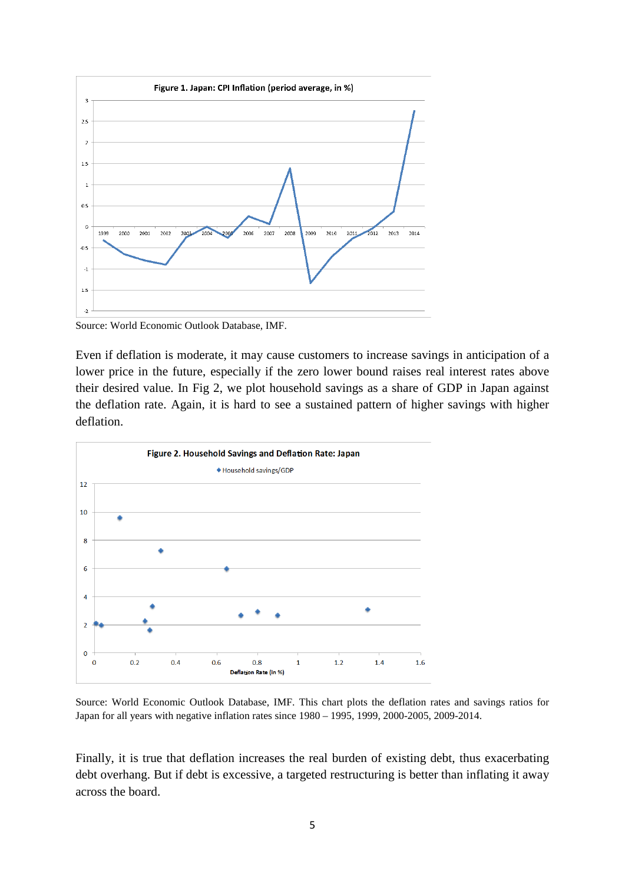**Figure 1. Japan: CPI Inflation (period average, in %)**

Source: World Economic Outlook Database, IMF.

Even if deflation is moderate, it may cause customers to increase savings in anticipation of a lower price in the future, especially if the zero lower bound raises real interest rates above their desired value. In Fig 2, we plot household savings as a share of GDP in Japan against the deflation rate. Again, it is hard to see a sustained pattern of higher savings with higher deflation.

**Figure 2. Household Savings and Deflation Rate: Japan**

Source: World Economic Outlook Database, IMF. This chart plots the deflation rates and savings ratios for Japan for all years with negative inflation rates since 1980 – 1995, 1999, 2000-2005, 2009-2014.

Finally, it is true that deflation increases the real burden of existing debt, thus exacerbating debt overhang. But if debt is excessive, a targeted restructuring is better than inflating it away across the board.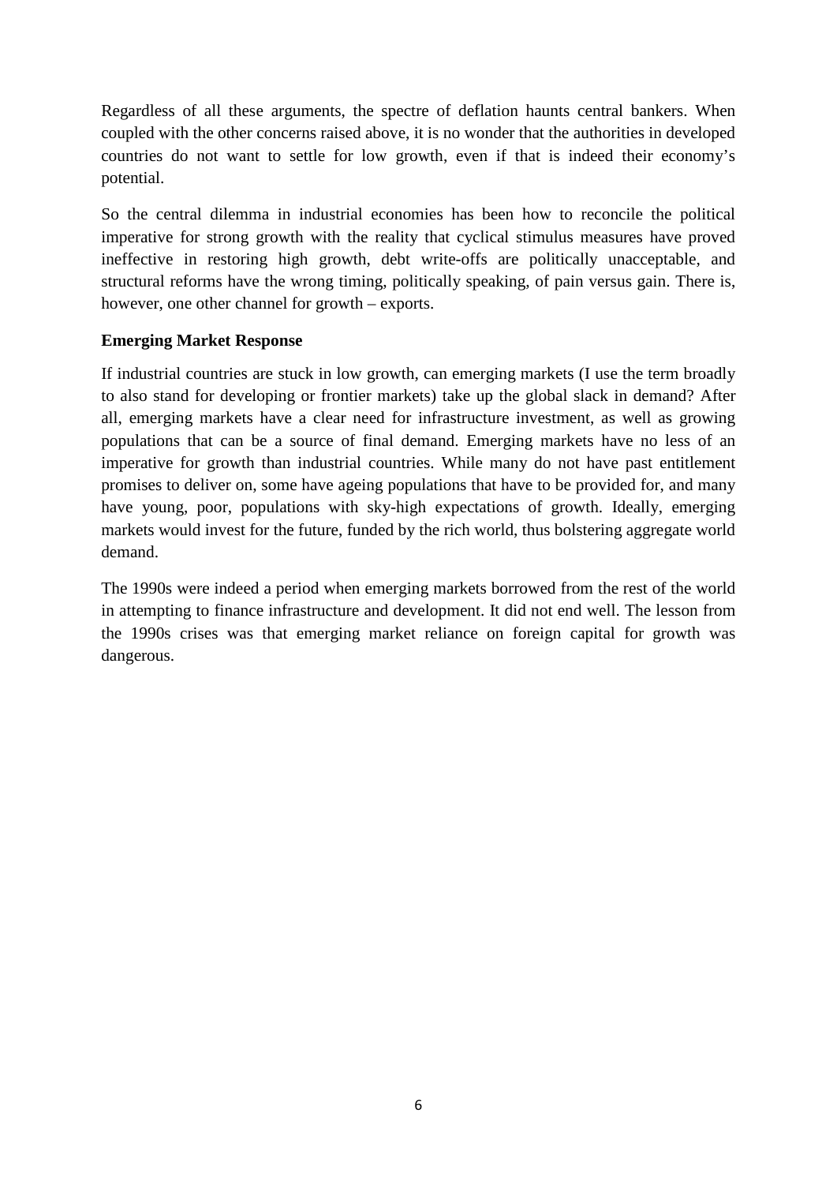Regardless of all these arguments, the spectre of deflation haunts central bankers. When coupled with the other concerns raised above, it is no wonder that the authorities in developed countries do not want to settle for low growth, even if that is indeed their economy's potential.

So the central dilemma in industrial economies has been how to reconcile the political imperative for strong growth with the reality that cyclical stimulus measures have proved ineffective in restoring high growth, debt write-offs are politically unacceptable, and structural reforms have the wrong timing, politically speaking, of pain versus gain. There is, however, one other channel for growth – exports.

**Emerging Market Response**

If industrial countries are stuck in low growth, can emerging markets (I use the term broadly to also stand for developing or frontier markets) take up the global slack in demand? After all, emerging markets have a clear need for infrastructure investment, as well as growing populations that can be a source of final demand. Emerging markets have no less of an imperative for growth than industrial countries. While many do not have past entitlement promises to deliver on, some have ageing populations that have to be provided for, and many have young, poor, populations with sky-high expectations of growth. Ideally, emerging markets would invest for the future, funded by the rich world, thus bolstering aggregate world demand.

The 1990s were indeed a period when emerging markets borrowed from the rest of the world in attempting to finance infrastructure and development. It did not end well. The lesson from the 1990s crises was that emerging market reliance on foreign capital for growth was dangerous.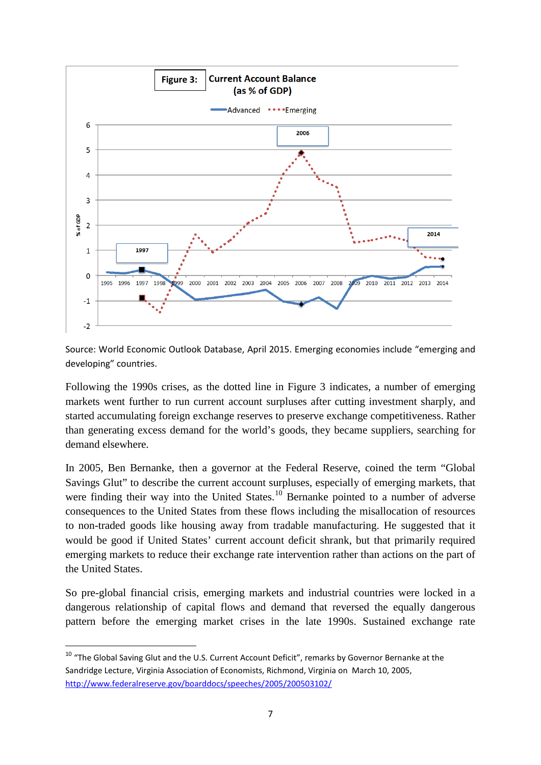**Figure 3: Current Account Balance (as % of GDP)**

Source: World Economic Outlook Database, April 2015. Emerging economies include "emerging and developing" countries.

Following the 1990s crises, as the dotted line in Figure 3 indicates, a number of emerging markets went further to run current account surpluses after cutting investment sharply, and started accumulating foreign exchange reserves to preserve exchange competitiveness. Rather than generating excess demand for the world's goods, they became suppliers, searching for demand elsewhere.

In 2005, Ben Bernanke, then a governor at the Federal Reserve, coined the term "Global Savings Glut" to describe the current account surpluses, especially of emerging markets, that were finding their way into the United States.[10] Bernanke pointed to a number of adverse consequences to the United States from these flows including the misallocation of resources to non-traded goods like housing away from tradable manufacturing. He suggested that it would be good if United States' current account deficit shrank, but that primarily required emerging markets to reduce their exchange rate intervention rather than actions on the part of the United States.

So pre-global financial crisis, emerging markets and industrial countries were locked in a dangerous relationship of capital flows and demand that reversed the equally dangerous pattern before the emerging market crises in the late 1990s. Sustained exchange rate

---

[10] "The Global Saving Glut and the U.S. Current Account Deficit", remarks by Governor Bernanke at the Sandridge Lecture, Virginia Association of Economists, Richmond, Virginia on March 10, 2005, http://www.federalreserve.gov/boarddocs/speeches/2005/200503102/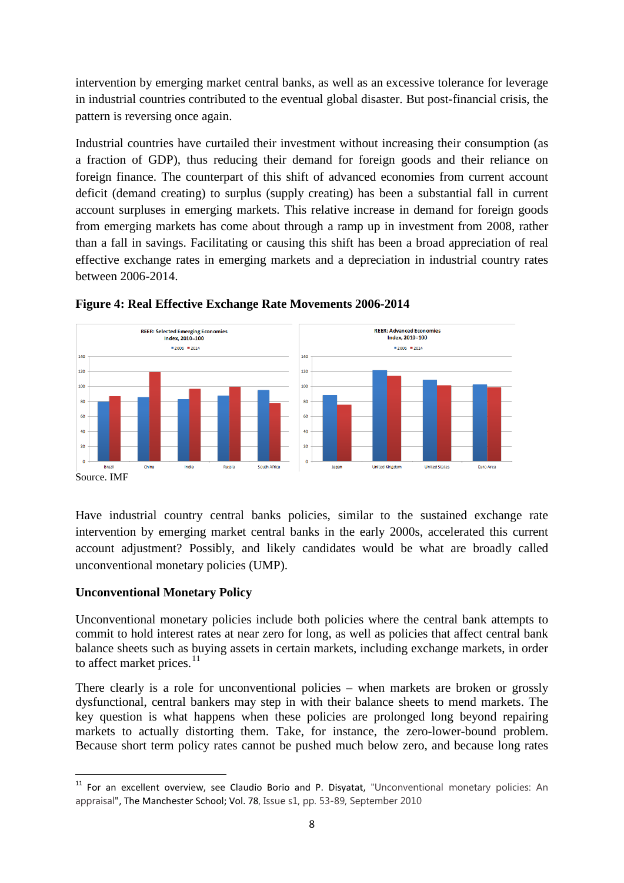intervention by emerging market central banks, as well as an excessive tolerance for leverage in industrial countries contributed to the eventual global disaster. But post-financial crisis, the pattern is reversing once again.

Industrial countries have curtailed their investment without increasing their consumption (as a fraction of GDP), thus reducing their demand for foreign goods and their reliance on foreign finance. The counterpart of this shift of advanced economies from current account deficit (demand creating) to surplus (supply creating) has been a substantial fall in current account surpluses in emerging markets. This relative increase in demand for foreign goods from emerging markets has come about through a ramp up in investment from 2008, rather than a fall in savings. Facilitating or causing this shift has been a broad appreciation of real effective exchange rates in emerging markets and a depreciation in industrial country rates between 2006-2014.

**Figure 4: Real Effective Exchange Rate Movements 2006-2014**

Source. IMF

Have industrial country central banks policies, similar to the sustained exchange rate intervention by emerging market central banks in the early 2000s, accelerated this current account adjustment? Possibly, and likely candidates would be what are broadly called unconventional monetary policies (UMP).

**Unconventional Monetary Policy**

Unconventional monetary policies include both policies where the central bank attempts to commit to hold interest rates at near zero for long, as well as policies that affect central bank balance sheets such as buying assets in certain markets, including exchange markets, in order to affect market prices.[11]

There clearly is a role for unconventional policies – when markets are broken or grossly dysfunctional, central bankers may step in with their balance sheets to mend markets. The key question is what happens when these policies are prolonged long beyond repairing markets to actually distorting them. Take, for instance, the zero-lower-bound problem. Because short term policy rates cannot be pushed much below zero, and because long rates

[11] For an excellent overview, see Claudio Borio and P. Disyatat, "Unconventional monetary policies: An appraisal", The Manchester School; Vol. 78, Issue s1, pp. 53-89, September 2010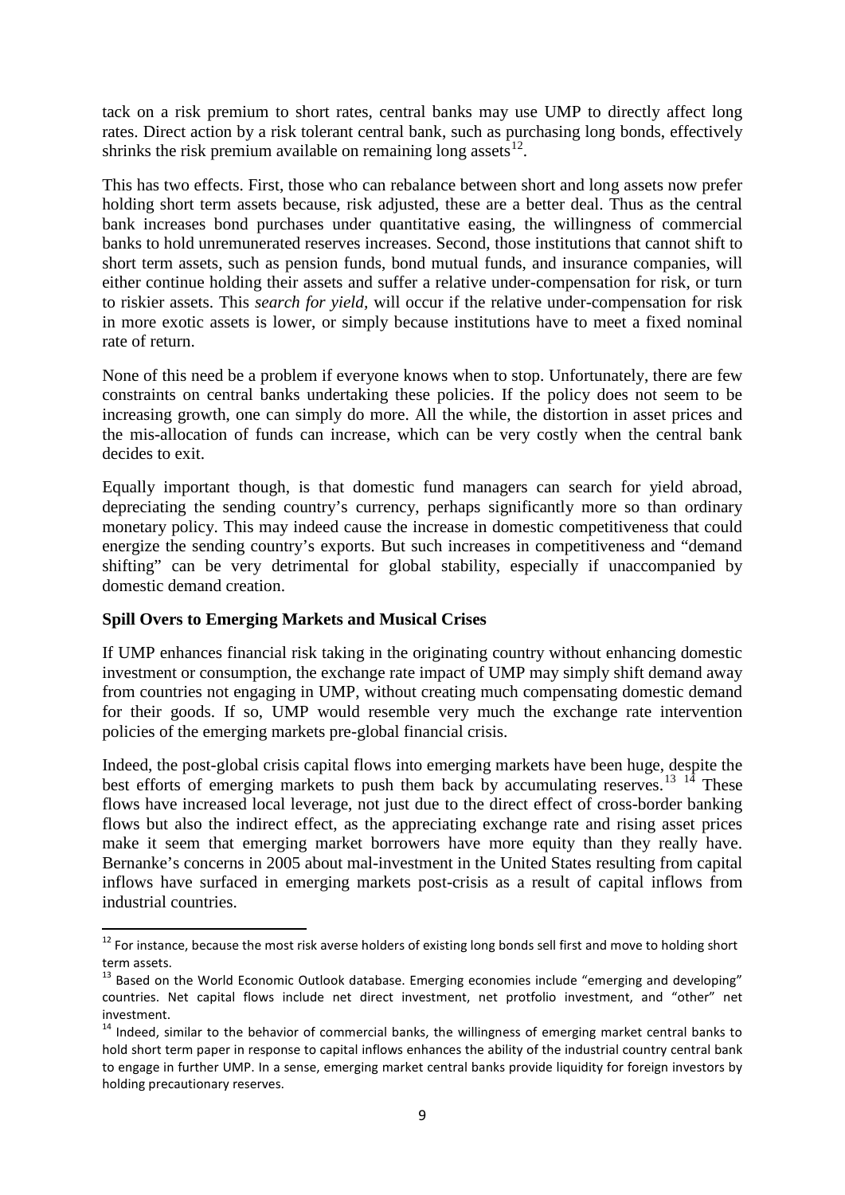tack on a risk premium to short rates, central banks may use UMP to directly affect long rates. Direct action by a risk tolerant central bank, such as purchasing long bonds, effectively shrinks the risk premium available on remaining long assets[12].

This has two effects. First, those who can rebalance between short and long assets now prefer holding short term assets because, risk adjusted, these are a better deal. Thus as the central bank increases bond purchases under quantitative easing, the willingness of commercial banks to hold unremunerated reserves increases. Second, those institutions that cannot shift to short term assets, such as pension funds, bond mutual funds, and insurance companies, will either continue holding their assets and suffer a relative under-compensation for risk, or turn to riskier assets. This *search for yield,* will occur if the relative under-compensation for risk in more exotic assets is lower, or simply because institutions have to meet a fixed nominal rate of return.

None of this need be a problem if everyone knows when to stop. Unfortunately, there are few constraints on central banks undertaking these policies. If the policy does not seem to be increasing growth, one can simply do more. All the while, the distortion in asset prices and the mis-allocation of funds can increase, which can be very costly when the central bank decides to exit.

Equally important though, is that domestic fund managers can search for yield abroad, depreciating the sending country's currency, perhaps significantly more so than ordinary monetary policy. This may indeed cause the increase in domestic competitiveness that could energize the sending country's exports. But such increases in competitiveness and "demand shifting" can be very detrimental for global stability, especially if unaccompanied by domestic demand creation.

**Spill Overs to Emerging Markets and Musical Crises**

If UMP enhances financial risk taking in the originating country without enhancing domestic investment or consumption, the exchange rate impact of UMP may simply shift demand away from countries not engaging in UMP, without creating much compensating domestic demand for their goods. If so, UMP would resemble very much the exchange rate intervention policies of the emerging markets pre-global financial crisis.

Indeed, the post-global crisis capital flows into emerging markets have been huge, despite the best efforts of emerging markets to push them back by accumulating reserves.[13] [14] These flows have increased local leverage, not just due to the direct effect of cross-border banking flows but also the indirect effect, as the appreciating exchange rate and rising asset prices make it seem that emerging market borrowers have more equity than they really have. Bernanke's concerns in 2005 about mal-investment in the United States resulting from capital inflows have surfaced in emerging markets post-crisis as a result of capital inflows from industrial countries.

[12] For instance, because the most risk averse holders of existing long bonds sell first and move to holding short term assets.

[13] Based on the World Economic Outlook database. Emerging economies include "emerging and developing" countries. Net capital flows include net direct investment, net protfolio investment, and "other" net investment.

[14] Indeed, similar to the behavior of commercial banks, the willingness of emerging market central banks to hold short term paper in response to capital inflows enhances the ability of the industrial country central bank to engage in further UMP. In a sense, emerging market central banks provide liquidity for foreign investors by holding precautionary reserves.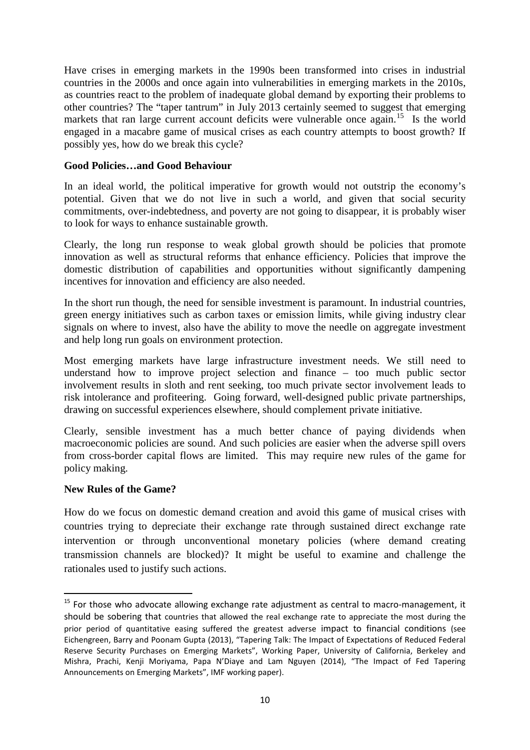Have crises in emerging markets in the 1990s been transformed into crises in industrial countries in the 2000s and once again into vulnerabilities in emerging markets in the 2010s, as countries react to the problem of inadequate global demand by exporting their problems to other countries? The "taper tantrum" in July 2013 certainly seemed to suggest that emerging markets that ran large current account deficits were vulnerable once again.[15] Is the world engaged in a macabre game of musical crises as each country attempts to boost growth? If possibly yes, how do we break this cycle?

**Good Policies…and Good Behaviour**

In an ideal world, the political imperative for growth would not outstrip the economy's potential. Given that we do not live in such a world, and given that social security commitments, over-indebtedness, and poverty are not going to disappear, it is probably wiser to look for ways to enhance sustainable growth.

Clearly, the long run response to weak global growth should be policies that promote innovation as well as structural reforms that enhance efficiency. Policies that improve the domestic distribution of capabilities and opportunities without significantly dampening incentives for innovation and efficiency are also needed.

In the short run though, the need for sensible investment is paramount. In industrial countries, green energy initiatives such as carbon taxes or emission limits, while giving industry clear signals on where to invest, also have the ability to move the needle on aggregate investment and help long run goals on environment protection.

Most emerging markets have large infrastructure investment needs. We still need to understand how to improve project selection and finance – too much public sector involvement results in sloth and rent seeking, too much private sector involvement leads to risk intolerance and profiteering. Going forward, well-designed public private partnerships, drawing on successful experiences elsewhere, should complement private initiative.

Clearly, sensible investment has a much better chance of paying dividends when macroeconomic policies are sound. And such policies are easier when the adverse spill overs from cross-border capital flows are limited. This may require new rules of the game for policy making.

**New Rules of the Game?**

How do we focus on domestic demand creation and avoid this game of musical crises with countries trying to depreciate their exchange rate through sustained direct exchange rate intervention or through unconventional monetary policies (where demand creating transmission channels are blocked)? It might be useful to examine and challenge the rationales used to justify such actions.

---

[15] For those who advocate allowing exchange rate adjustment as central to macro-management, it should be sobering that countries that allowed the real exchange rate to appreciate the most during the prior period of quantitative easing suffered the greatest adverse impact to financial conditions (see Eichengreen, Barry and Poonam Gupta (2013), "Tapering Talk: The Impact of Expectations of Reduced Federal Reserve Security Purchases on Emerging Markets", Working Paper, University of California, Berkeley and Mishra, Prachi, Kenji Moriyama, Papa N'Diaye and Lam Nguyen (2014), "The Impact of Fed Tapering Announcements on Emerging Markets", IMF working paper).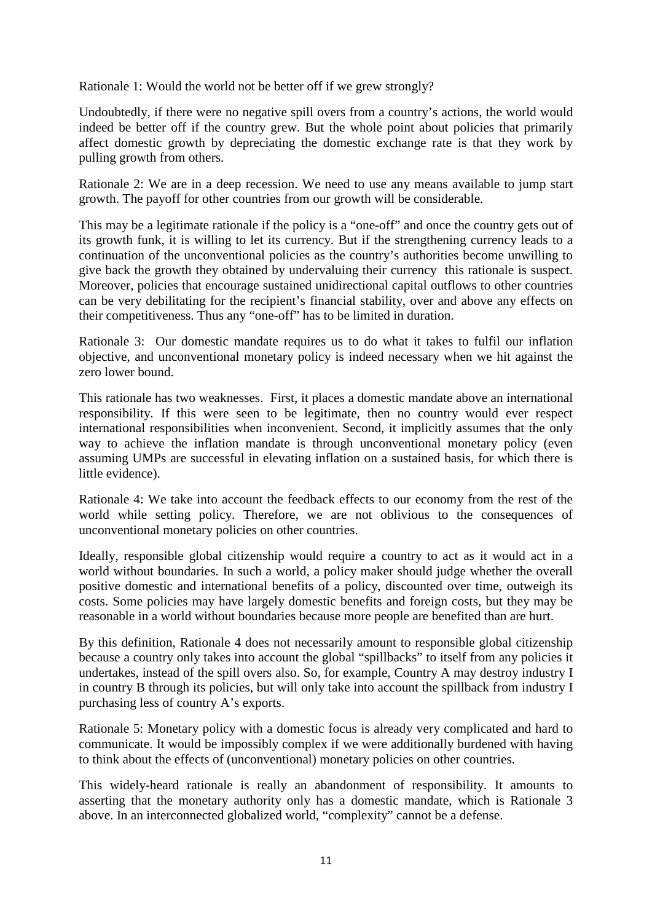Rationale 1: Would the world not be better off if we grew strongly?

Undoubtedly, if there were no negative spill overs from a country's actions, the world would indeed be better off if the country grew. But the whole point about policies that primarily affect domestic growth by depreciating the domestic exchange rate is that they work by pulling growth from others.

Rationale 2: We are in a deep recession. We need to use any means available to jump start growth. The payoff for other countries from our growth will be considerable.

This may be a legitimate rationale if the policy is a "one-off" and once the country gets out of its growth funk, it is willing to let its currency. But if the strengthening currency leads to a continuation of the unconventional policies as the country's authorities become unwilling to give back the growth they obtained by undervaluing their currency this rationale is suspect. Moreover, policies that encourage sustained unidirectional capital outflows to other countries can be very debilitating for the recipient's financial stability, over and above any effects on their competitiveness. Thus any "one-off" has to be limited in duration.

Rationale 3: Our domestic mandate requires us to do what it takes to fulfil our inflation objective, and unconventional monetary policy is indeed necessary when we hit against the zero lower bound.

This rationale has two weaknesses. First, it places a domestic mandate above an international responsibility. If this were seen to be legitimate, then no country would ever respect international responsibilities when inconvenient. Second, it implicitly assumes that the only way to achieve the inflation mandate is through unconventional monetary policy (even assuming UMPs are successful in elevating inflation on a sustained basis, for which there is little evidence).

Rationale 4: We take into account the feedback effects to our economy from the rest of the world while setting policy. Therefore, we are not oblivious to the consequences of unconventional monetary policies on other countries.

Ideally, responsible global citizenship would require a country to act as it would act in a world without boundaries. In such a world, a policy maker should judge whether the overall positive domestic and international benefits of a policy, discounted over time, outweigh its costs. Some policies may have largely domestic benefits and foreign costs, but they may be reasonable in a world without boundaries because more people are benefited than are hurt.

By this definition, Rationale 4 does not necessarily amount to responsible global citizenship because a country only takes into account the global "spillbacks" to itself from any policies it undertakes, instead of the spill overs also. So, for example, Country A may destroy industry I in country B through its policies, but will only take into account the spillback from industry I purchasing less of country A's exports.

Rationale 5: Monetary policy with a domestic focus is already very complicated and hard to communicate. It would be impossibly complex if we were additionally burdened with having to think about the effects of (unconventional) monetary policies on other countries.

This widely-heard rationale is really an abandonment of responsibility. It amounts to asserting that the monetary authority only has a domestic mandate, which is Rationale 3 above. In an interconnected globalized world, "complexity" cannot be a defense.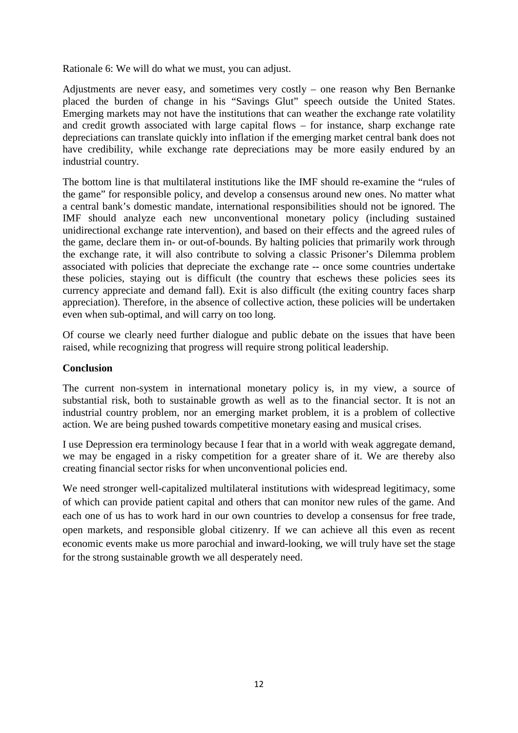Rationale 6: We will do what we must, you can adjust.

Adjustments are never easy, and sometimes very costly – one reason why Ben Bernanke placed the burden of change in his "Savings Glut" speech outside the United States. Emerging markets may not have the institutions that can weather the exchange rate volatility and credit growth associated with large capital flows – for instance, sharp exchange rate depreciations can translate quickly into inflation if the emerging market central bank does not have credibility, while exchange rate depreciations may be more easily endured by an industrial country.

The bottom line is that multilateral institutions like the IMF should re-examine the "rules of the game" for responsible policy, and develop a consensus around new ones. No matter what a central bank's domestic mandate, international responsibilities should not be ignored. The IMF should analyze each new unconventional monetary policy (including sustained unidirectional exchange rate intervention), and based on their effects and the agreed rules of the game, declare them in- or out-of-bounds. By halting policies that primarily work through the exchange rate, it will also contribute to solving a classic Prisoner's Dilemma problem associated with policies that depreciate the exchange rate -- once some countries undertake these policies, staying out is difficult (the country that eschews these policies sees its currency appreciate and demand fall). Exit is also difficult (the exiting country faces sharp appreciation). Therefore, in the absence of collective action, these policies will be undertaken even when sub-optimal, and will carry on too long.

Of course we clearly need further dialogue and public debate on the issues that have been raised, while recognizing that progress will require strong political leadership.

**Conclusion**

The current non-system in international monetary policy is, in my view, a source of substantial risk, both to sustainable growth as well as to the financial sector. It is not an industrial country problem, nor an emerging market problem, it is a problem of collective action. We are being pushed towards competitive monetary easing and musical crises.

I use Depression era terminology because I fear that in a world with weak aggregate demand, we may be engaged in a risky competition for a greater share of it. We are thereby also creating financial sector risks for when unconventional policies end.

We need stronger well-capitalized multilateral institutions with widespread legitimacy, some of which can provide patient capital and others that can monitor new rules of the game. And each one of us has to work hard in our own countries to develop a consensus for free trade, open markets, and responsible global citizenry. If we can achieve all this even as recent economic events make us more parochial and inward-looking, we will truly have set the stage for the strong sustainable growth we all desperately need.